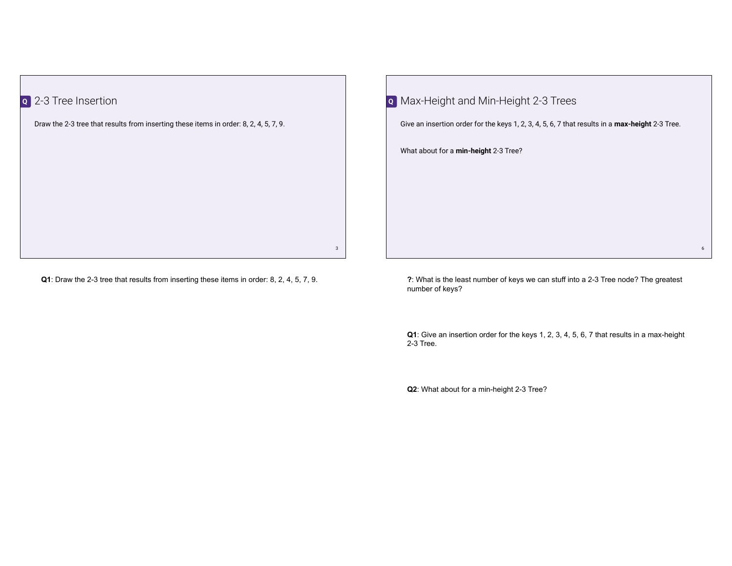## 2-3 Tree Insertion

Draw the 2-3 tree that results from inserting these items in order: 8, 2, 4, 5, 7, 9.

**Q1**: Draw the 2-3 tree that results from inserting these items in order: 8, 2, 4, 5, 7, 9.

## Max-Height and Min-Height 2-3 Trees

Give an insertion order for the keys 1, 2, 3, 4, 5, 6, 7 that results in a **max-height** 2-3 Tree.

What about for a **min-height** 2-3 Tree?

**?**: What is the least number of keys we can stuff into a 2-3 Tree node? The greatest number of keys?

**Q1**: Give an insertion order for the keys 1, 2, 3, 4, 5, 6, 7 that results in a max-height 2-3 Tree.

**Q2**: What about for a min-height 2-3 Tree?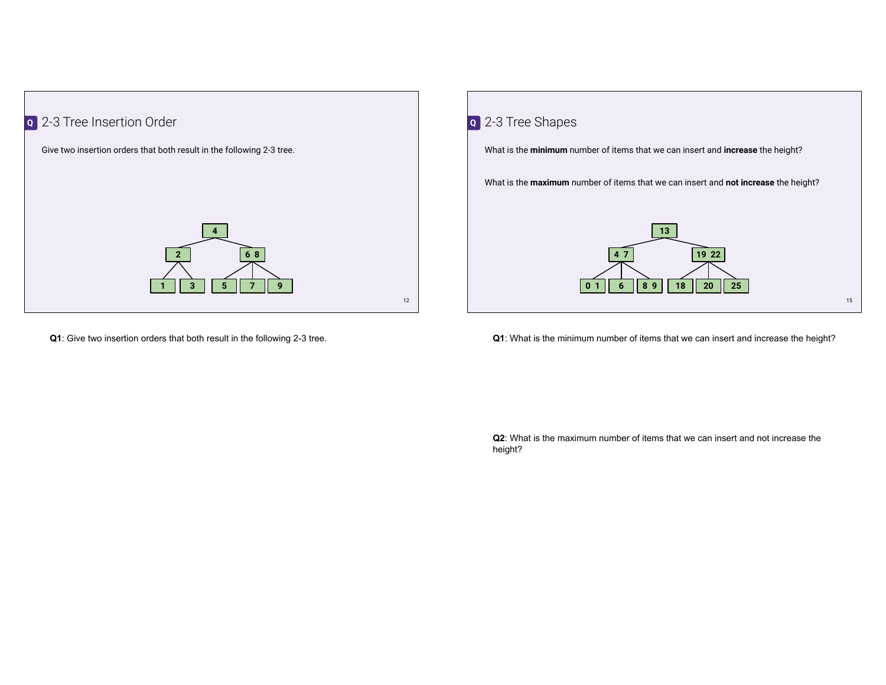## 2-3 Tree Insertion Order

Give two insertion orders that both result in the following 2-3 tree.

4

2

6 8

1

3

5

7

9

**Q1**: Give two insertion orders that both result in the following 2-3 tree.

## 2-3 Tree Shapes

What is the **minimum** number of items that we can insert and **increase** the height?

What is the **maximum** number of items that we can insert and **not increase** the height?

13

4 7

19 22

0 1

6

8 9

18

20

25

**Q1**: What is the minimum number of items that we can insert and increase the height?

**Q2**: What is the maximum number of items that we can insert and not increase the height?